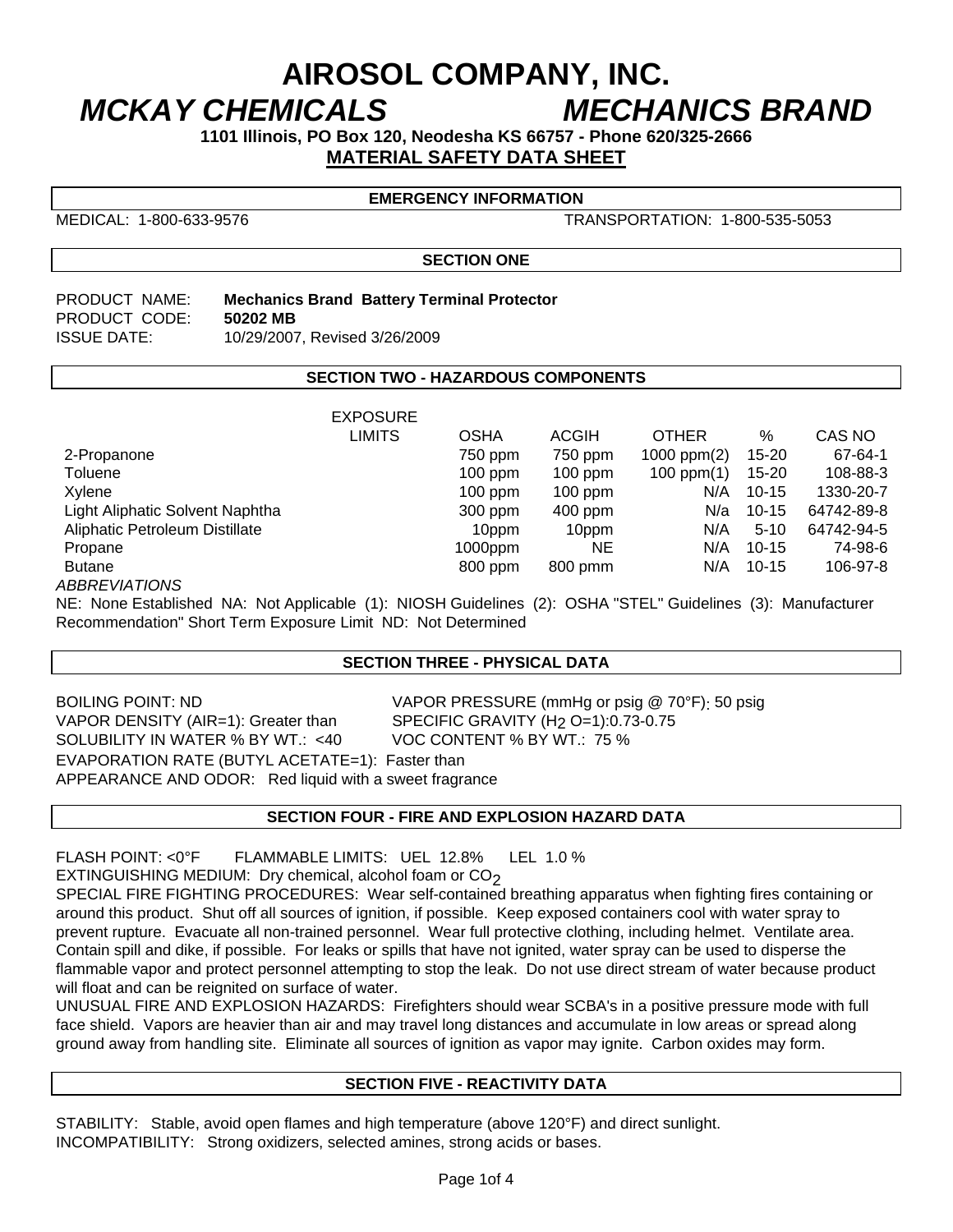# AIROSOL COMPANY, INC.

## *MCKAY CHEMICALS* *MECHANICS BRAND*

**1101 Illinois, PO Box 120, Neodesha KS 66757 - Phone 620/325-2666**

**MATERIAL SAFETY DATA SHEET**

**EMERGENCY INFORMATION**

MEDICAL: 1-800-633-9576 TRANSPORTATION: 1-800-535-5053

**SECTION ONE**

PRODUCT NAME: **Mechanics Brand Battery Terminal Protector**
PRODUCT CODE: **50202 MB**
ISSUE DATE: 10/29/2007, Revised 3/26/2009

**SECTION TWO - HAZARDOUS COMPONENTS**

| | EXPOSURE LIMITS | OSHA | ACGIH | OTHER | % | CAS NO |
|---|---|---|---|---|---|---|
| 2-Propanone | | 750 ppm | 750 ppm | 1000 ppm(2) | 15-20 | 67-64-1 |
| Toluene | | 100 ppm | 100 ppm | 100 ppm(1) | 15-20 | 108-88-3 |
| Xylene | | 100 ppm | 100 ppm | N/A | 10-15 | 1330-20-7 |
| Light Aliphatic Solvent Naphtha | | 300 ppm | 400 ppm | N/a | 10-15 | 64742-89-8 |
| Aliphatic Petroleum Distillate | | 10ppm | 10ppm | N/A | 5-10 | 64742-94-5 |
| Propane | | 1000ppm | NE | N/A | 10-15 | 74-98-6 |
| Butane | | 800 ppm | 800 pmm | N/A | 10-15 | 106-97-8 |

*ABBREVIATIONS*

NE: None Established NA: Not Applicable (1): NIOSH Guidelines (2): OSHA "STEL" Guidelines (3): Manufacturer Recommendation" Short Term Exposure Limit ND: Not Determined

**SECTION THREE - PHYSICAL DATA**

BOILING POINT: ND
VAPOR PRESSURE (mmHg or psig @ 70°F): 50 psig
VAPOR DENSITY (AIR=1): Greater than
SPECIFIC GRAVITY ($H_2O$=1):0.73-0.75
SOLUBILITY IN WATER % BY WT.: <40
VOC CONTENT % BY WT.: 75 %
EVAPORATION RATE (BUTYL ACETATE=1): Faster than
APPEARANCE AND ODOR: Red liquid with a sweet fragrance

**SECTION FOUR - FIRE AND EXPLOSION HAZARD DATA**

FLASH POINT: <0°F FLAMMABLE LIMITS: UEL 12.8% LEL 1.0 %

EXTINGUISHING MEDIUM: Dry chemical, alcohol foam or $CO_2$

SPECIAL FIRE FIGHTING PROCEDURES: Wear self-contained breathing apparatus when fighting fires containing or around this product. Shut off all sources of ignition, if possible. Keep exposed containers cool with water spray to prevent rupture. Evacuate all non-trained personnel. Wear full protective clothing, including helmet. Ventilate area. Contain spill and dike, if possible. For leaks or spills that have not ignited, water spray can be used to disperse the flammable vapor and protect personnel attempting to stop the leak. Do not use direct stream of water because product will float and can be reignited on surface of water.

UNUSUAL FIRE AND EXPLOSION HAZARDS: Firefighters should wear SCBA's in a positive pressure mode with full face shield. Vapors are heavier than air and may travel long distances and accumulate in low areas or spread along ground away from handling site. Eliminate all sources of ignition as vapor may ignite. Carbon oxides may form.

**SECTION FIVE - REACTIVITY DATA**

STABILITY: Stable, avoid open flames and high temperature (above 120°F) and direct sunlight.
INCOMPATIBILITY: Strong oxidizers, selected amines, strong acids or bases.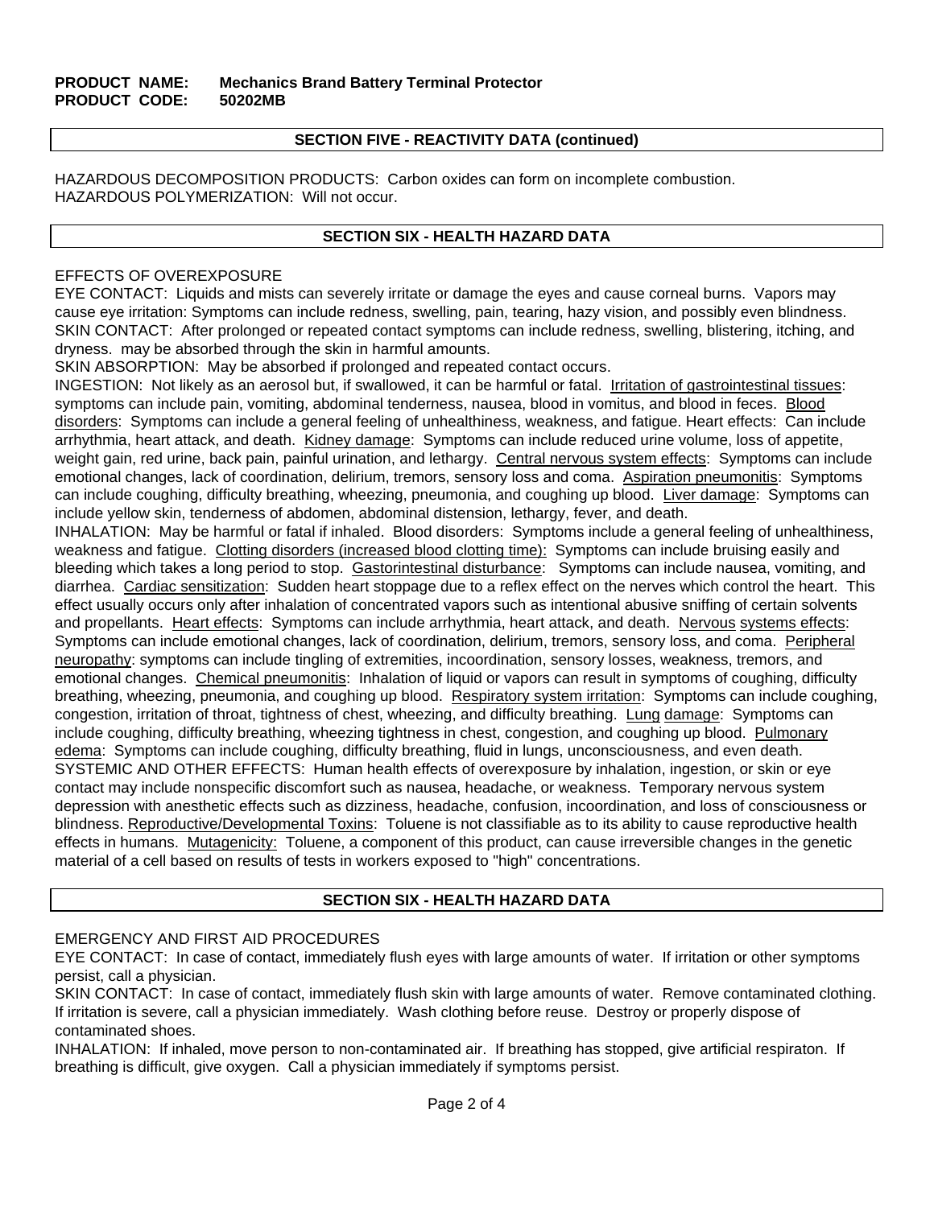**PRODUCT NAME:** Mechanics Brand Battery Terminal Protector
**PRODUCT CODE:** 50202MB

## SECTION FIVE - REACTIVITY DATA (continued)

HAZARDOUS DECOMPOSITION PRODUCTS: Carbon oxides can form on incomplete combustion.
HAZARDOUS POLYMERIZATION: Will not occur.

## SECTION SIX - HEALTH HAZARD DATA

EFFECTS OF OVEREXPOSURE

EYE CONTACT: Liquids and mists can severely irritate or damage the eyes and cause corneal burns. Vapors may cause eye irritation: Symptoms can include redness, swelling, pain, tearing, hazy vision, and possibly even blindness.

SKIN CONTACT: After prolonged or repeated contact symptoms can include redness, swelling, blistering, itching, and dryness. may be absorbed through the skin in harmful amounts.

SKIN ABSORPTION: May be absorbed if prolonged and repeated contact occurs.

INGESTION: Not likely as an aerosol but, if swallowed, it can be harmful or fatal. Irritation of gastrointestinal tissues: symptoms can include pain, vomiting, abdominal tenderness, nausea, blood in vomitus, and blood in feces. Blood disorders: Symptoms can include a general feeling of unhealthiness, weakness, and fatigue. Heart effects: Can include arrhythmia, heart attack, and death. Kidney damage: Symptoms can include reduced urine volume, loss of appetite, weight gain, red urine, back pain, painful urination, and lethargy. Central nervous system effects: Symptoms can include emotional changes, lack of coordination, delirium, tremors, sensory loss and coma. Aspiration pneumonitis: Symptoms can include coughing, difficulty breathing, wheezing, pneumonia, and coughing up blood. Liver damage: Symptoms can include yellow skin, tenderness of abdomen, abdominal distension, lethargy, fever, and death.

INHALATION: May be harmful or fatal if inhaled. Blood disorders: Symptoms include a general feeling of unhealthiness, weakness and fatigue. Clotting disorders (increased blood clotting time): Symptoms can include bruising easily and bleeding which takes a long period to stop. Gastorintestinal disturbance: Symptoms can include nausea, vomiting, and diarrhea. Cardiac sensitization: Sudden heart stoppage due to a reflex effect on the nerves which control the heart. This effect usually occurs only after inhalation of concentrated vapors such as intentional abusive sniffing of certain solvents and propellants. Heart effects: Symptoms can include arrhythmia, heart attack, and death. Nervous systems effects: Symptoms can include emotional changes, lack of coordination, delirium, tremors, sensory loss, and coma. Peripheral neuropathy: symptoms can include tingling of extremities, incoordination, sensory losses, weakness, tremors, and emotional changes. Chemical pneumonitis: Inhalation of liquid or vapors can result in symptoms of coughing, difficulty breathing, wheezing, pneumonia, and coughing up blood. Respiratory system irritation: Symptoms can include coughing, congestion, irritation of throat, tightness of chest, wheezing, and difficulty breathing. Lung damage: Symptoms can include coughing, difficulty breathing, wheezing tightness in chest, congestion, and coughing up blood. Pulmonary edema: Symptoms can include coughing, difficulty breathing, fluid in lungs, unconsciousness, and even death.

SYSTEMIC AND OTHER EFFECTS: Human health effects of overexposure by inhalation, ingestion, or skin or eye contact may include nonspecific discomfort such as nausea, headache, or weakness. Temporary nervous system depression with anesthetic effects such as dizziness, headache, confusion, incoordination, and loss of consciousness or blindness. Reproductive/Developmental Toxins: Toluene is not classifiable as to its ability to cause reproductive health effects in humans. Mutagenicity: Toluene, a component of this product, can cause irreversible changes in the genetic material of a cell based on results of tests in workers exposed to "high" concentrations.

## SECTION SIX - HEALTH HAZARD DATA

EMERGENCY AND FIRST AID PROCEDURES

EYE CONTACT: In case of contact, immediately flush eyes with large amounts of water. If irritation or other symptoms persist, call a physician.

SKIN CONTACT: In case of contact, immediately flush skin with large amounts of water. Remove contaminated clothing. If irritation is severe, call a physician immediately. Wash clothing before reuse. Destroy or properly dispose of contaminated shoes.

INHALATION: If inhaled, move person to non-contaminated air. If breathing has stopped, give artificial respiraton. If breathing is difficult, give oxygen. Call a physician immediately if symptoms persist.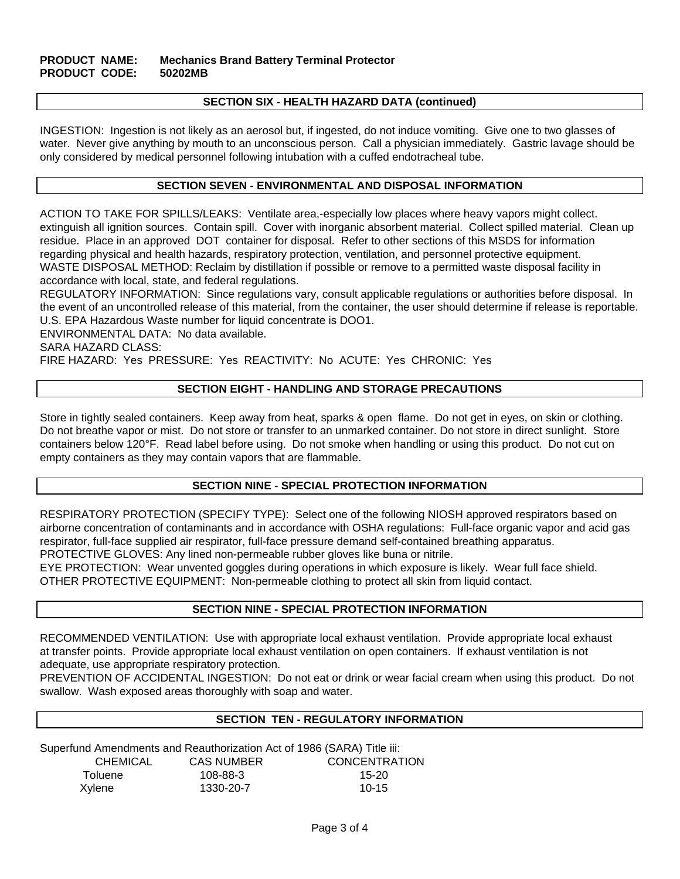**PRODUCT NAME:** **Mechanics Brand Battery Terminal Protector**
**PRODUCT CODE:** **50202MB**

## SECTION SIX - HEALTH HAZARD DATA (continued)

INGESTION: Ingestion is not likely as an aerosol but, if ingested, do not induce vomiting. Give one to two glasses of water. Never give anything by mouth to an unconscious person. Call a physician immediately. Gastric lavage should be only considered by medical personnel following intubation with a cuffed endotracheal tube.

## SECTION SEVEN - ENVIRONMENTAL AND DISPOSAL INFORMATION

ACTION TO TAKE FOR SPILLS/LEAKS: Ventilate area,-especially low places where heavy vapors might collect. extinguish all ignition sources. Contain spill. Cover with inorganic absorbent material. Collect spilled material. Clean up residue. Place in an approved DOT container for disposal. Refer to other sections of this MSDS for information regarding physical and health hazards, respiratory protection, ventilation, and personnel protective equipment.
WASTE DISPOSAL METHOD: Reclaim by distillation if possible or remove to a permitted waste disposal facility in accordance with local, state, and federal regulations.
REGULATORY INFORMATION: Since regulations vary, consult applicable regulations or authorities before disposal. In the event of an uncontrolled release of this material, from the container, the user should determine if release is reportable. U.S. EPA Hazardous Waste number for liquid concentrate is DOO1.
ENVIRONMENTAL DATA: No data available.
SARA HAZARD CLASS:
FIRE HAZARD: Yes PRESSURE: Yes REACTIVITY: No ACUTE: Yes CHRONIC: Yes

## SECTION EIGHT - HANDLING AND STORAGE PRECAUTIONS

Store in tightly sealed containers. Keep away from heat, sparks & open flame. Do not get in eyes, on skin or clothing. Do not breathe vapor or mist. Do not store or transfer to an unmarked container. Do not store in direct sunlight. Store containers below 120°F. Read label before using. Do not smoke when handling or using this product. Do not cut on empty containers as they may contain vapors that are flammable.

## SECTION NINE - SPECIAL PROTECTION INFORMATION

RESPIRATORY PROTECTION (SPECIFY TYPE): Select one of the following NIOSH approved respirators based on airborne concentration of contaminants and in accordance with OSHA regulations: Full-face organic vapor and acid gas respirator, full-face supplied air respirator, full-face pressure demand self-contained breathing apparatus.
PROTECTIVE GLOVES: Any lined non-permeable rubber gloves like buna or nitrile.
EYE PROTECTION: Wear unvented goggles during operations in which exposure is likely. Wear full face shield.
OTHER PROTECTIVE EQUIPMENT: Non-permeable clothing to protect all skin from liquid contact.

## SECTION NINE - SPECIAL PROTECTION INFORMATION

RECOMMENDED VENTILATION: Use with appropriate local exhaust ventilation. Provide appropriate local exhaust at transfer points. Provide appropriate local exhaust ventilation on open containers. If exhaust ventilation is not adequate, use appropriate respiratory protection.
PREVENTION OF ACCIDENTAL INGESTION: Do not eat or drink or wear facial cream when using this product. Do not swallow. Wash exposed areas thoroughly with soap and water.

## SECTION TEN - REGULATORY INFORMATION

Superfund Amendments and Reauthorization Act of 1986 (SARA) Title iii:

| CHEMICAL | CAS NUMBER | CONCENTRATION |
|---|---|---|
| Toluene | 108-88-3 | 15-20 |
| Xylene | 1330-20-7 | 10-15 |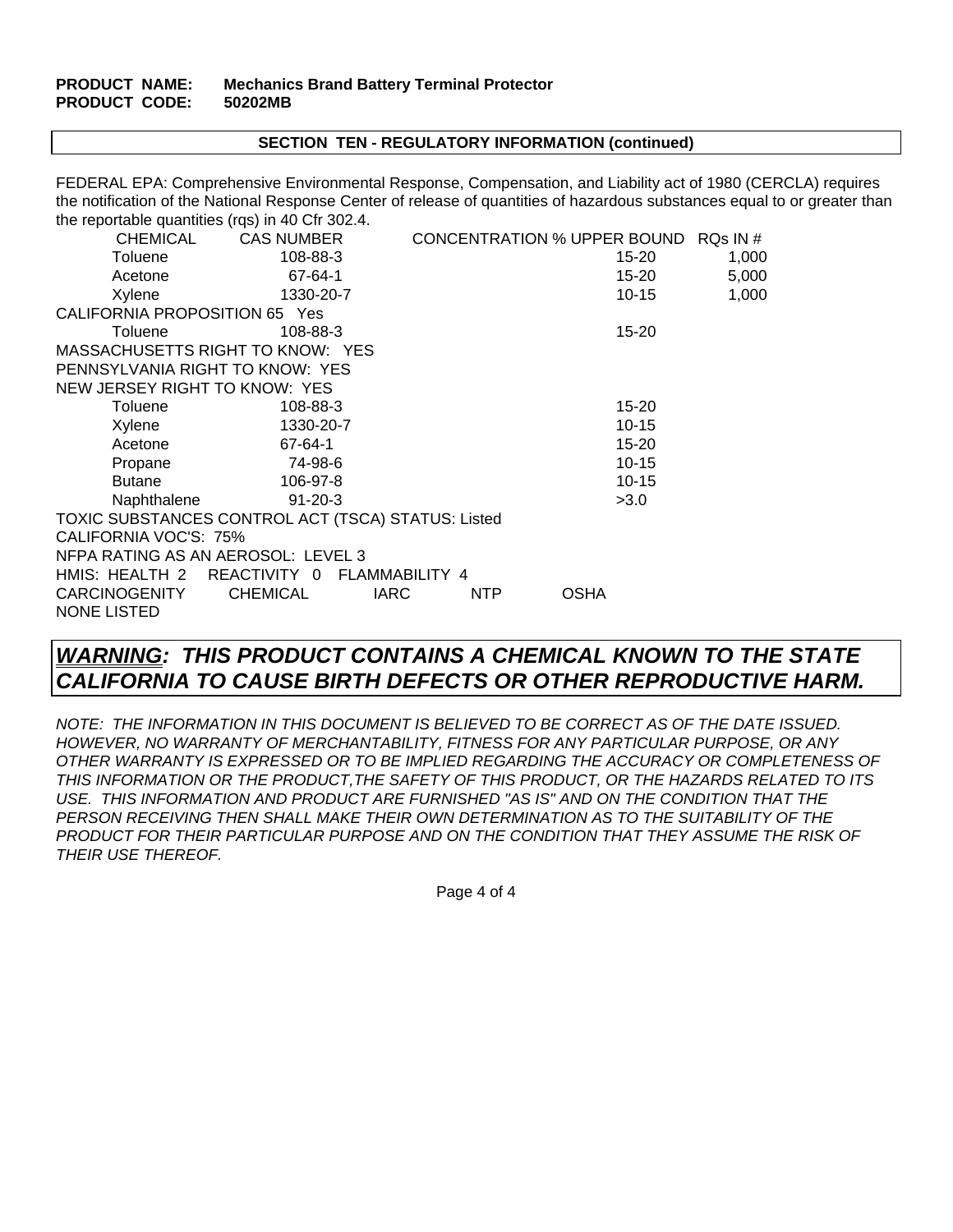**PRODUCT NAME:** **Mechanics Brand Battery Terminal Protector**
**PRODUCT CODE:** **50202MB**

## SECTION TEN - REGULATORY INFORMATION (continued)

FEDERAL EPA: Comprehensive Environmental Response, Compensation, and Liability act of 1980 (CERCLA) requires the notification of the National Response Center of release of quantities of hazardous substances equal to or greater than the reportable quantities (rqs) in 40 Cfr 302.4.

| CHEMICAL | CAS NUMBER | CONCENTRATION % UPPER BOUND | RQs IN # |
|---|---|---|---|
| Toluene | 108-88-3 | 15-20 | 1,000 |
| Acetone | 67-64-1 | 15-20 | 5,000 |
| Xylene | 1330-20-7 | 10-15 | 1,000 |

CALIFORNIA PROPOSITION 65 Yes

| | | |
|---|---|---|
| Toluene | 108-88-3 | 15-20 |

MASSACHUSETTS RIGHT TO KNOW: YES
PENNSYLVANIA RIGHT TO KNOW: YES
NEW JERSEY RIGHT TO KNOW: YES

| | | |
|---|---|---|
| Toluene | 108-88-3 | 15-20 |
| Xylene | 1330-20-7 | 10-15 |
| Acetone | 67-64-1 | 15-20 |
| Propane | 74-98-6 | 10-15 |
| Butane | 106-97-8 | 10-15 |
| Naphthalene | 91-20-3 | >3.0 |

TOXIC SUBSTANCES CONTROL ACT (TSCA) STATUS: Listed
CALIFORNIA VOC'S: 75%
NFPA RATING AS AN AEROSOL: LEVEL 3
HMIS: HEALTH 2 REACTIVITY 0 FLAMMABILITY 4

| CARCINOGENITY | CHEMICAL | IARC | NTP | OSHA |
|---|---|---|---|---|
| NONE LISTED | | | | |

***WARNING*: THIS PRODUCT CONTAINS A CHEMICAL KNOWN TO THE STATE CALIFORNIA TO CAUSE BIRTH DEFECTS OR OTHER REPRODUCTIVE HARM.**

*NOTE: THE INFORMATION IN THIS DOCUMENT IS BELIEVED TO BE CORRECT AS OF THE DATE ISSUED. HOWEVER, NO WARRANTY OF MERCHANTABILITY, FITNESS FOR ANY PARTICULAR PURPOSE, OR ANY OTHER WARRANTY IS EXPRESSED OR TO BE IMPLIED REGARDING THE ACCURACY OR COMPLETENESS OF THIS INFORMATION OR THE PRODUCT,THE SAFETY OF THIS PRODUCT, OR THE HAZARDS RELATED TO ITS USE. THIS INFORMATION AND PRODUCT ARE FURNISHED "AS IS" AND ON THE CONDITION THAT THE PERSON RECEIVING THEN SHALL MAKE THEIR OWN DETERMINATION AS TO THE SUITABILITY OF THE PRODUCT FOR THEIR PARTICULAR PURPOSE AND ON THE CONDITION THAT THEY ASSUME THE RISK OF THEIR USE THEREOF.*